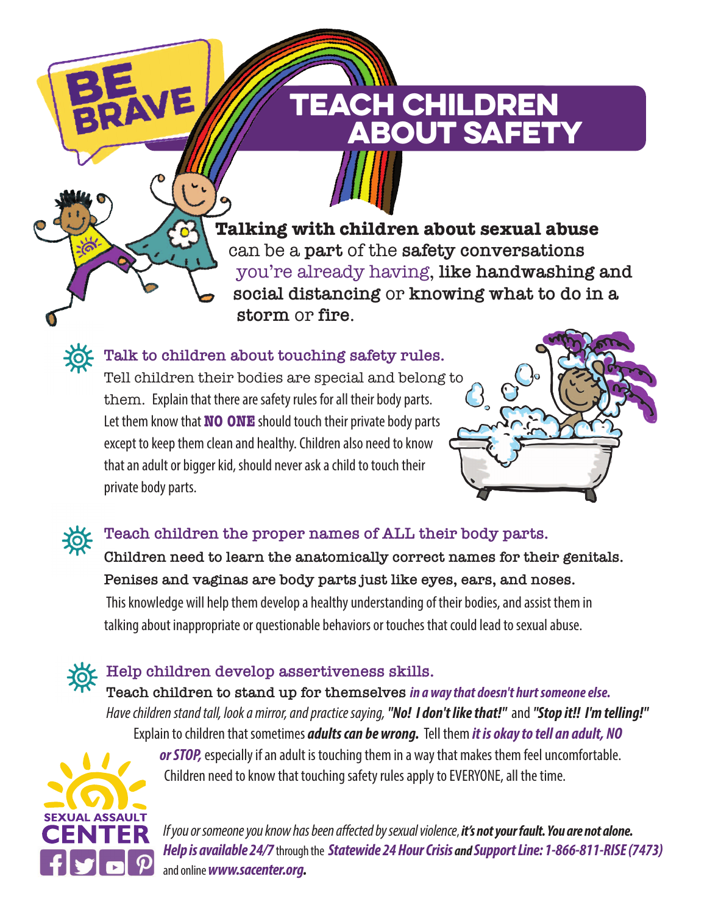BE BRAVE

# TEACH CHILDREN ABOUT SAFETY

**Talking with children about sexual abuse** can be a **part** of the **safety conversations** you're already having, **like handwashing and social distancing** or **knowing what to do in a storm** or **fire**.

## Talk to children about touching safety rules.

Tell children their bodies are special and belong to them. Explain that there are safety rules for all their body parts. Let them know that **NO ONE** should touch their private body parts except to keep them clean and healthy. Children also need to know that an adult or bigger kid, should never ask a child to touch their private body parts.

## Teach children the proper names of ALL their body parts.

**Children need to learn the anatomically correct names for their genitals. Penises and vaginas are body parts just like eyes, ears, and noses.** This knowledge will help them develop a healthy understanding of their bodies, and assist them in talking about inappropriate or questionable behaviors or touches that could lead to sexual abuse.

## Help children develop assertiveness skills.

**Teach children to stand up for themselves** ***in a way that doesn't hurt someone else.*** *Have children stand tall, look a mirror, and practice saying,* ***"No! I don't like that!"*** and ***"Stop it!! I'm telling!"*** Explain to children that sometimes ***adults can be wrong.*** Tell them ***it is okay to tell an adult, NO or STOP,*** especially if an adult is touching them in a way that makes them feel uncomfortable. Children need to know that touching safety rules apply to EVERYONE, all the time.

SEXUAL ASSAULT CENTER

*If you or someone you know has been affected by sexual violence,* ***it's not your fault. You are not alone. Help is available 24/7*** through the ***Statewide 24 Hour Crisis and Support Line: 1-866-811-RISE (7473)*** and online ***www.sacenter.org.***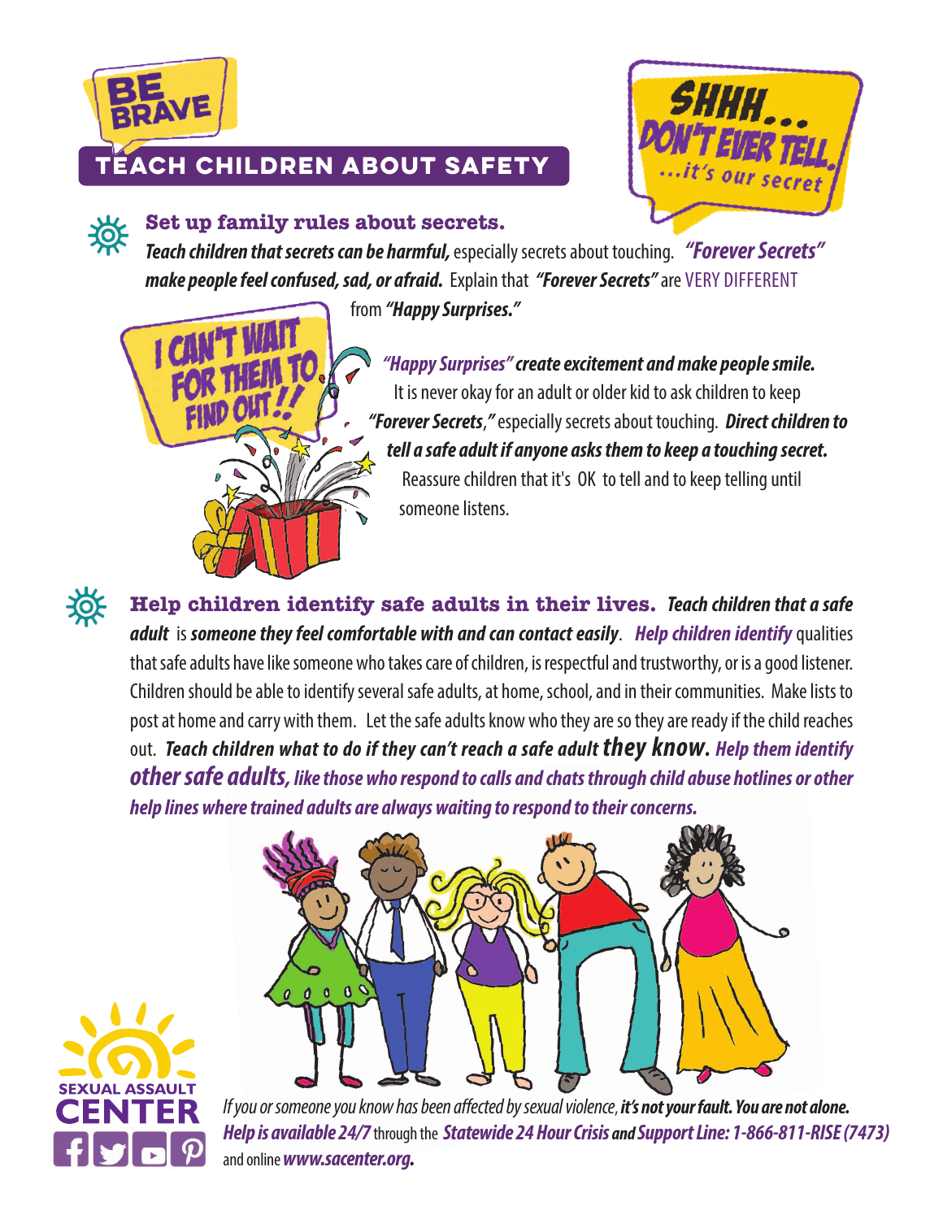# BE BRAVE

## TEACH CHILDREN ABOUT SAFETY

SHHH... DON'T EVER TELL ...it's our secret

### Set up family rules about secrets.

***Teach children that secrets can be harmful,*** especially secrets about touching. ***"Forever Secrets" make people feel confused, sad, or afraid.*** Explain that ***"Forever Secrets"*** are VERY DIFFERENT from ***"Happy Surprises."***

I CAN'T WAIT FOR THEM TO FIND OUT!!

***"Happy Surprises" create excitement and make people smile.*** It is never okay for an adult or older kid to ask children to keep ***"Forever Secrets,"*** especially secrets about touching. ***Direct children to tell a safe adult if anyone asks them to keep a touching secret.*** Reassure children that it's OK to tell and to keep telling until someone listens.

### Help children identify safe adults in their lives.

***Teach children that a safe adult*** is ***someone they feel comfortable with and can contact easily***. ***Help children identify*** qualities that safe adults have like someone who takes care of children, is respectful and trustworthy, or is a good listener. Children should be able to identify several safe adults, at home, school, and in their communities. Make lists to post at home and carry with them. Let the safe adults know who they are so they are ready if the child reaches out. ***Teach children what to do if they can't reach a safe adult they know. Help them identify other safe adults, like those who respond to calls and chats through child abuse hotlines or other help lines where trained adults are always waiting to respond to their concerns.***

SEXUAL ASSAULT CENTER

*If you or someone you know has been affected by sexual violence,* ***it's not your fault. You are not alone.*** ***Help is available 24/7*** through the ***Statewide 24 Hour Crisis and Support Line: 1-866-811-RISE (7473)*** and online ***www.sacenter.org.***